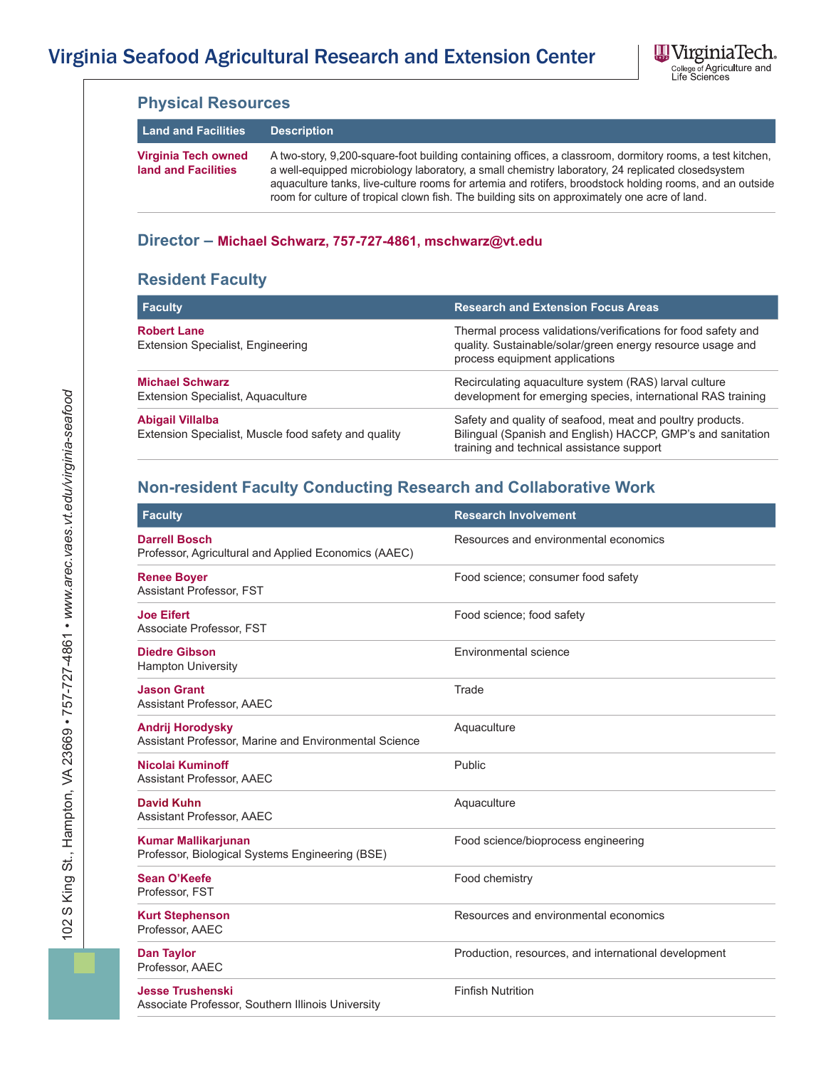# Virginia Seafood Agricultural Research and Extension Center

## Physical Resources

| Land and Facilities | Description |
|---|---|
| **Virginia Tech owned land and Facilities** | A two-story, 9,200-square-foot building containing offices, a classroom, dormitory rooms, a test kitchen, a well-equipped microbiology laboratory, a small chemistry laboratory, 24 replicated closedsystem aquaculture tanks, live-culture rooms for artemia and rotifers, broodstock holding rooms, and an outside room for culture of tropical clown fish. The building sits on approximately one acre of land. |

## Director – Michael Schwarz, 757-727-4861, mschwarz@vt.edu

## Resident Faculty

| Faculty | Research and Extension Focus Areas |
|---|---|
| **Robert Lane**<br>Extension Specialist, Engineering | Thermal process validations/verifications for food safety and quality. Sustainable/solar/green energy resource usage and process equipment applications |
| **Michael Schwarz**<br>Extension Specialist, Aquaculture | Recirculating aquaculture system (RAS) larval culture development for emerging species, international RAS training |
| **Abigail Villalba**<br>Extension Specialist, Muscle food safety and quality | Safety and quality of seafood, meat and poultry products. Bilingual (Spanish and English) HACCP, GMP's and sanitation training and technical assistance support |

## Non-resident Faculty Conducting Research and Collaborative Work

| Faculty | Research Involvement |
|---|---|
| **Darrell Bosch**<br>Professor, Agricultural and Applied Economics (AAEC) | Resources and environmental economics |
| **Renee Boyer**<br>Assistant Professor, FST | Food science; consumer food safety |
| **Joe Eifert**<br>Associate Professor, FST | Food science; food safety |
| **Diedre Gibson**<br>Hampton University | Environmental science |
| **Jason Grant**<br>Assistant Professor, AAEC | Trade |
| **Andrij Horodysky**<br>Assistant Professor, Marine and Environmental Science | Aquaculture |
| **Nicolai Kuminoff**<br>Assistant Professor, AAEC | Public |
| **David Kuhn**<br>Assistant Professor, AAEC | Aquaculture |
| **Kumar Mallikarjunan**<br>Professor, Biological Systems Engineering (BSE) | Food science/bioprocess engineering |
| **Sean O'Keefe**<br>Professor, FST | Food chemistry |
| **Kurt Stephenson**<br>Professor, AAEC | Resources and environmental economics |
| **Dan Taylor**<br>Professor, AAEC | Production, resources, and international development |
| **Jesse Trushenski**<br>Associate Professor, Southern Illinois University | Finfish Nutrition |

102 S King St., Hampton, VA 23669 • 757-727-4861 • *www.arec.vaes.vt.edu/virginia-seafood*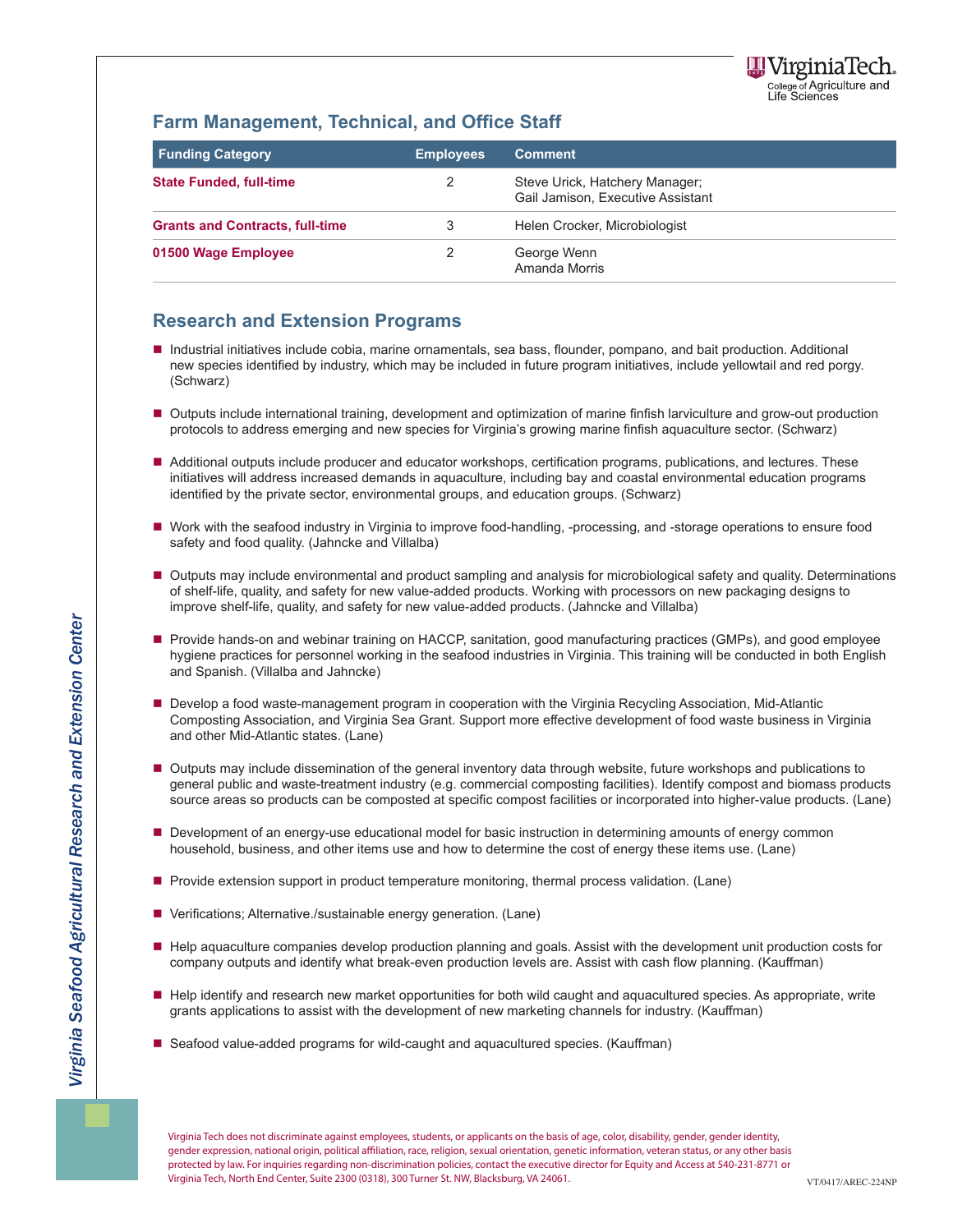## Farm Management, Technical, and Office Staff

| Funding Category | Employees | Comment |
|---|---|---|
| **State Funded, full-time** | 2 | Steve Urick, Hatchery Manager; Gail Jamison, Executive Assistant |
| **Grants and Contracts, full-time** | 3 | Helen Crocker, Microbiologist |
| **01500 Wage Employee** | 2 | George Wenn Amanda Morris |

## Research and Extension Programs

- Industrial initiatives include cobia, marine ornamentals, sea bass, flounder, pompano, and bait production. Additional new species identified by industry, which may be included in future program initiatives, include yellowtail and red porgy. (Schwarz)
- Outputs include international training, development and optimization of marine finfish larviculture and grow-out production protocols to address emerging and new species for Virginia's growing marine finfish aquaculture sector. (Schwarz)
- Additional outputs include producer and educator workshops, certification programs, publications, and lectures. These initiatives will address increased demands in aquaculture, including bay and coastal environmental education programs identified by the private sector, environmental groups, and education groups. (Schwarz)
- Work with the seafood industry in Virginia to improve food-handling, -processing, and -storage operations to ensure food safety and food quality. (Jahncke and Villalba)
- Outputs may include environmental and product sampling and analysis for microbiological safety and quality. Determinations of shelf-life, quality, and safety for new value-added products. Working with processors on new packaging designs to improve shelf-life, quality, and safety for new value-added products. (Jahncke and Villalba)
- Provide hands-on and webinar training on HACCP, sanitation, good manufacturing practices (GMPs), and good employee hygiene practices for personnel working in the seafood industries in Virginia. This training will be conducted in both English and Spanish. (Villalba and Jahncke)
- Develop a food waste-management program in cooperation with the Virginia Recycling Association, Mid-Atlantic Composting Association, and Virginia Sea Grant. Support more effective development of food waste business in Virginia and other Mid-Atlantic states. (Lane)
- Outputs may include dissemination of the general inventory data through website, future workshops and publications to general public and waste-treatment industry (e.g. commercial composting facilities). Identify compost and biomass products source areas so products can be composted at specific compost facilities or incorporated into higher-value products. (Lane)
- Development of an energy-use educational model for basic instruction in determining amounts of energy common household, business, and other items use and how to determine the cost of energy these items use. (Lane)
- Provide extension support in product temperature monitoring, thermal process validation. (Lane)
- Verifications; Alternative./sustainable energy generation. (Lane)
- Help aquaculture companies develop production planning and goals. Assist with the development unit production costs for company outputs and identify what break-even production levels are. Assist with cash flow planning. (Kauffman)
- Help identify and research new market opportunities for both wild caught and aquacultured species. As appropriate, write grants applications to assist with the development of new marketing channels for industry. (Kauffman)
- Seafood value-added programs for wild-caught and aquacultured species. (Kauffman)

Virginia Tech does not discriminate against employees, students, or applicants on the basis of age, color, disability, gender, gender identity, gender expression, national origin, political affiliation, race, religion, sexual orientation, genetic information, veteran status, or any other basis protected by law. For inquiries regarding non-discrimination policies, contact the executive director for Equity and Access at 540-231-8771 or Virginia Tech, North End Center, Suite 2300 (0318), 300 Turner St. NW, Blacksburg, VA 24061.

VT/0417/AREC-224NP